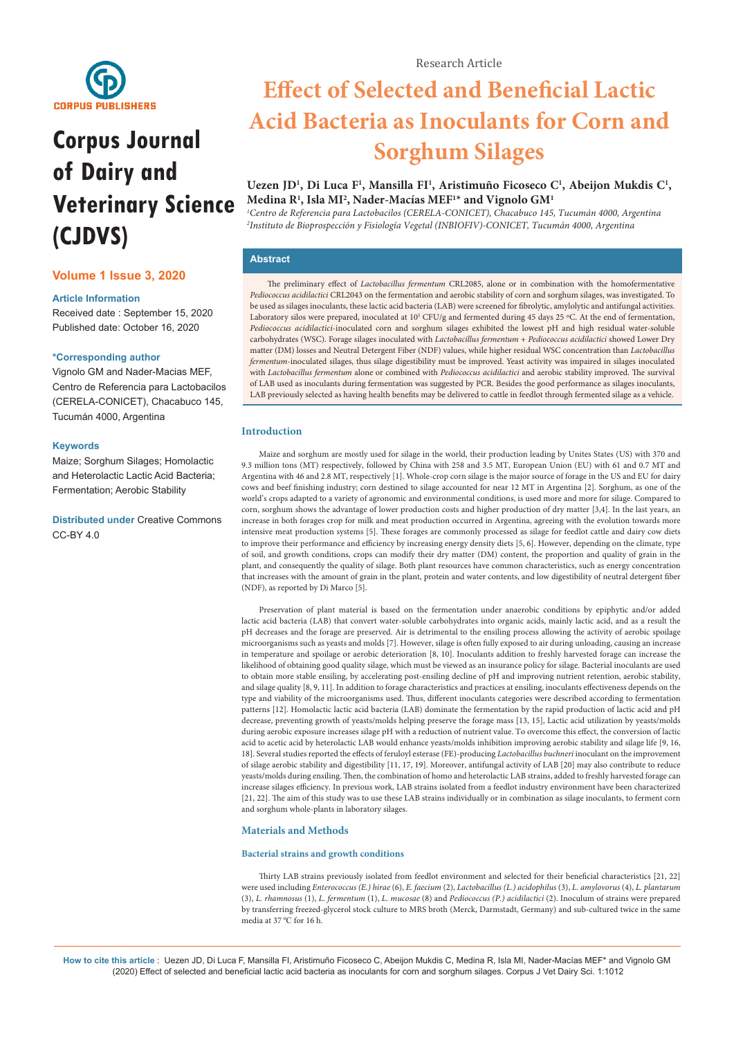Research Article

# Effect of Selected and Beneficial Lactic Acid Bacteria as Inoculants for Corn and Sorghum Silages

**Uezen JD[1], Di Luca F[1], Mansilla FI[1], Aristimuño Ficoseco C[1], Abeijon Mukdis C[1], Medina R[1], Isla MI[2], Nader-Macías MEF[1]* and Vignolo GM[1]**

[1]*Centro de Referencia para Lactobacilos (CERELA-CONICET), Chacabuco 145, Tucumán 4000, Argentina*
[2]*Instituto de Bioprospección y Fisiología Vegetal (INBIOFIV)-CONICET, Tucumán 4000, Argentina*

**Corpus Journal of Dairy and Veterinary Science (CJDVS)**

**Volume 1 Issue 3, 2020**

**Article Information**

Received date : September 15, 2020
Published date: October 16, 2020

**\*Corresponding author**

Vignolo GM and Nader-Macias MEF, Centro de Referencia para Lactobacilos (CERELA-CONICET), Chacabuco 145, Tucumán 4000, Argentina

**Keywords**

Maize; Sorghum Silages; Homolactic and Heterolactic Lactic Acid Bacteria; Fermentation; Aerobic Stability

**Distributed under** Creative Commons CC-BY 4.0

## Abstract

The preliminary effect of *Lactobacillus fermentum* CRL2085, alone or in combination with the homofermentative *Pediococcus acidilactici* CRL2043 on the fermentation and aerobic stability of corn and sorghum silages, was investigated. To be used as silages inoculants, these lactic acid bacteria (LAB) were screened for fibrolytic, amylolytic and antifungal activities. Laboratory silos were prepared, inoculated at $10^5$ CFU/g and fermented during 45 days 25 ºC. At the end of fermentation, *Pediococcus acidilactici*-inoculated corn and sorghum silages exhibited the lowest pH and high residual water-soluble carbohydrates (WSC). Forage silages inoculated with *Lactobacillus fermentum + Pediococcus acidilactici* showed Lower Dry matter (DM) losses and Neutral Detergent Fiber (NDF) values, while higher residual WSC concentration than *Lactobacillus fermentum*-inoculated silages, thus silage digestibility must be improved. Yeast activity was impaired in silages inoculated with *Lactobacillus fermentum* alone or combined with *Pediococcus acidilactici* and aerobic stability improved. The survival of LAB used as inoculants during fermentation was suggested by PCR. Besides the good performance as silages inoculants, LAB previously selected as having health benefits may be delivered to cattle in feedlot through fermented silage as a vehicle.

## Introduction

Maize and sorghum are mostly used for silage in the world, their production leading by Unites States (US) with 370 and 9.3 million tons (MT) respectively, followed by China with 258 and 3.5 MT, European Union (EU) with 61 and 0.7 MT and Argentina with 46 and 2.8 MT, respectively [1]. Whole-crop corn silage is the major source of forage in the US and EU for dairy cows and beef finishing industry; corn destined to silage accounted for near 12 MT in Argentina [2]. Sorghum, as one of the world's crops adapted to a variety of agronomic and environmental conditions, is used more and more for silage. Compared to corn, sorghum shows the advantage of lower production costs and higher production of dry matter [3,4]. In the last years, an increase in both forages crop for milk and meat production occurred in Argentina, agreeing with the evolution towards more intensive meat production systems [5]. These forages are commonly processed as silage for feedlot cattle and dairy cow diets to improve their performance and efficiency by increasing energy density diets [5, 6]. However, depending on the climate, type of soil, and growth conditions, crops can modify their dry matter (DM) content, the proportion and quality of grain in the plant, and consequently the quality of silage. Both plant resources have common characteristics, such as energy concentration that increases with the amount of grain in the plant, protein and water contents, and low digestibility of neutral detergent fiber (NDF), as reported by Di Marco [5].

Preservation of plant material is based on the fermentation under anaerobic conditions by epiphytic and/or added lactic acid bacteria (LAB) that convert water-soluble carbohydrates into organic acids, mainly lactic acid, and as a result the pH decreases and the forage are preserved. Air is detrimental to the ensiling process allowing the activity of aerobic spoilage microorganisms such as yeasts and molds [7]. However, silage is often fully exposed to air during unloading, causing an increase in temperature and spoilage or aerobic deterioration [8, 10]. Inoculants addition to freshly harvested forage can increase the likelihood of obtaining good quality silage, which must be viewed as an insurance policy for silage. Bacterial inoculants are used to obtain more stable ensiling, by accelerating post-ensiling decline of pH and improving nutrient retention, aerobic stability, and silage quality [8, 9, 11]. In addition to forage characteristics and practices at ensiling, inoculants effectiveness depends on the type and viability of the microorganisms used. Thus, different inoculants categories were described according to fermentation patterns [12]. Homolactic lactic acid bacteria (LAB) dominate the fermentation by the rapid production of lactic acid and pH decrease, preventing growth of yeasts/molds helping preserve the forage mass [13, 15], Lactic acid utilization by yeasts/molds during aerobic exposure increases silage pH with a reduction of nutrient value. To overcome this effect, the conversion of lactic acid to acetic acid by heterolactic LAB would enhance yeasts/molds inhibition improving aerobic stability and silage life [9, 16, 18]. Several studies reported the effects of feruloyl esterase (FE)-producing *Lactobacillus buchneri* inoculant on the improvement of silage aerobic stability and digestibility [11, 17, 19]. Moreover, antifungal activity of LAB [20] may also contribute to reduce yeasts/molds during ensiling. Then, the combination of homo and heterolactic LAB strains, added to freshly harvested forage can increase silages efficiency. In previous work, LAB strains isolated from a feedlot industry environment have been characterized [21, 22]. The aim of this study was to use these LAB strains individually or in combination as silage inoculants, to ferment corn and sorghum whole-plants in laboratory silages.

## Materials and Methods

### Bacterial strains and growth conditions

Thirty LAB strains previously isolated from feedlot environment and selected for their beneficial characteristics [21, 22] were used including *Enterococcus (E.) hirae* (6), *E. faecium* (2), *Lactobacillus (L.) acidophilus* (3), *L. amylovorus* (4), *L. plantarum* (3), *L. rhamnosus* (1), *L. fermentum* (1), *L. mucosae* (8) and *Pediococcus (P.) acidilactici* (2). Inoculum of strains were prepared by transferring freezed-glycerol stock culture to MRS broth (Merck, Darmstadt, Germany) and sub-cultured twice in the same media at 37 ºC for 16 h.

**How to cite this article** : Uezen JD, Di Luca F, Mansilla FI, Aristimuño Ficoseco C, Abeijon Mukdis C, Medina R, Isla MI, Nader-Macías MEF* and Vignolo GM (2020) Effect of selected and beneficial lactic acid bacteria as inoculants for corn and sorghum silages. Corpus J Vet Dairy Sci. 1:1012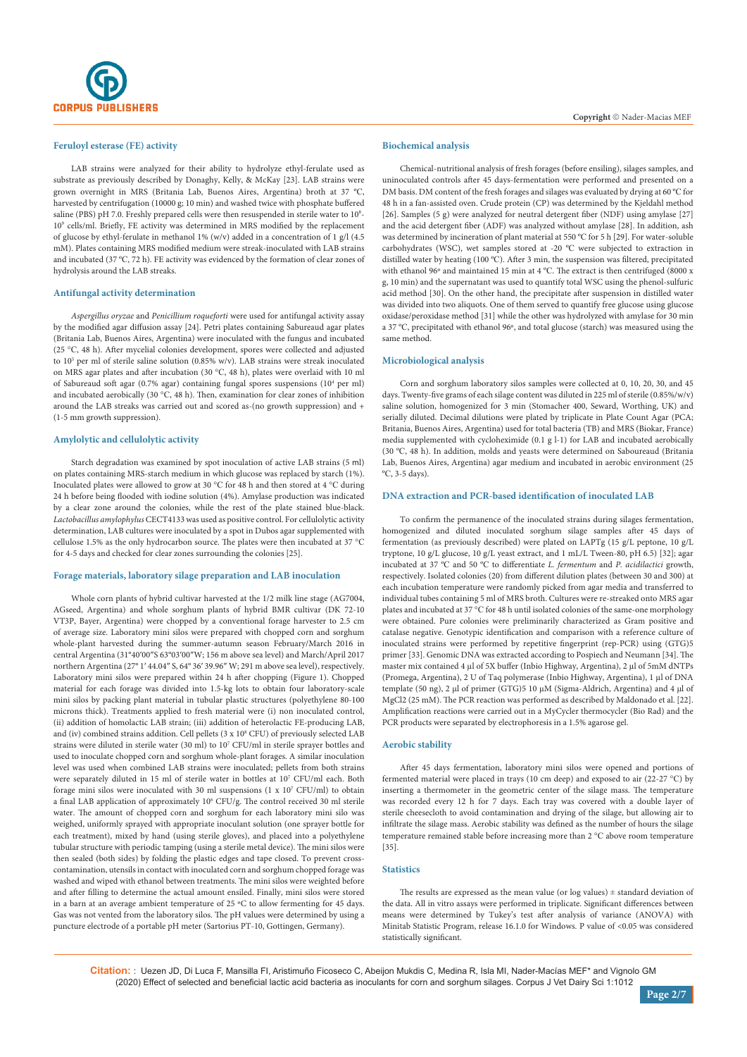### Feruloyl esterase (FE) activity

LAB strains were analyzed for their ability to hydrolyze ethyl-ferulate used as substrate as previously described by Donaghy, Kelly, & McKay [23]. LAB strains were grown overnight in MRS (Britania Lab, Buenos Aires, Argentina) broth at 37 °C, harvested by centrifugation (10000 g; 10 min) and washed twice with phosphate buffered saline (PBS) pH 7.0. Freshly prepared cells were then resuspended in sterile water to $10^8$-$10^9$ cells/ml. Briefly, FE activity was determined in MRS modified by the replacement of glucose by ethyl-ferulate in methanol 1% (w/v) added in a concentration of 1 g/l (4.5 mM). Plates containing MRS modified medium were streak-inoculated with LAB strains and incubated (37 ºC, 72 h). FE activity was evidenced by the formation of clear zones of hydrolysis around the LAB streaks.

### Antifungal activity determination

*Aspergillus oryzae* and *Penicillium roqueforti* were used for antifungal activity assay by the modified agar diffusion assay [24]. Petri plates containing Sabureaud agar plates (Britania Lab, Buenos Aires, Argentina) were inoculated with the fungus and incubated (25 °C, 48 h). After mycelial colonies development, spores were collected and adjusted to $10^5$ per ml of sterile saline solution (0.85% w/v). LAB strains were streak inoculated on MRS agar plates and after incubation (30 °C, 48 h), plates were overlaid with 10 ml of Sabureaud soft agar (0.7% agar) containing fungal spores suspensions ($10^4$ per ml) and incubated aerobically (30 °C, 48 h). Then, examination for clear zones of inhibition around the LAB streaks was carried out and scored as-(no growth suppression) and + (1-5 mm growth suppression).

### Amylolytic and cellulolytic activity

Starch degradation was examined by spot inoculation of active LAB strains (5 ml) on plates containing MRS-starch medium in which glucose was replaced by starch (1%). Inoculated plates were allowed to grow at 30 °C for 48 h and then stored at 4 °C during 24 h before being flooded with iodine solution (4%). Amylase production was indicated by a clear zone around the colonies, while the rest of the plate stained blue-black. *Lactobacillus amylophylus* CECT4133 was used as positive control. For cellulolytic activity determination, LAB cultures were inoculated by a spot in Dubos agar supplemented with cellulose 1.5% as the only hydrocarbon source. The plates were then incubated at 37 °C for 4-5 days and checked for clear zones surrounding the colonies [25].

### Forage materials, laboratory silage preparation and LAB inoculation

Whole corn plants of hybrid cultivar harvested at the 1/2 milk line stage (AG7004, AGseed, Argentina) and whole sorghum plants of hybrid BMR cultivar (DK 72-10 VT3P, Bayer, Argentina) were chopped by a conventional forage harvester to 2.5 cm of average size. Laboratory mini silos were prepared with chopped corn and sorghum whole-plant harvested during the summer-autumn season February/March 2016 in central Argentina (31º40′00″S 63º03′00″W; 156 m above sea level) and March/April 2017 northern Argentina (27° 1′ 44.04″ S, 64° 36′ 39.96″ W; 291 m above sea level), respectively. Laboratory mini silos were prepared within 24 h after chopping (Figure 1). Chopped material for each forage was divided into 1.5-kg lots to obtain four laboratory-scale mini silos by packing plant material in tubular plastic structures (polyethylene 80-100 microns thick). Treatments applied to fresh material were (i) non inoculated control, (ii) addition of homolactic LAB strain; (iii) addition of heterolactic FE-producing LAB, and (iv) combined strains addition. Cell pellets (3 x $10^8$ CFU) of previously selected LAB strains were diluted in sterile water (30 ml) to $10^7$ CFU/ml in sterile sprayer bottles and used to inoculate chopped corn and sorghum whole-plant forages. A similar inoculation level was used when combined LAB strains were inoculated; pellets from both strains were separately diluted in 15 ml of sterile water in bottles at $10^7$ CFU/ml each. Both forage mini silos were inoculated with 30 ml suspensions (1 x $10^7$ CFU/ml) to obtain a final LAB application of approximately $10^6$ CFU/g. The control received 30 ml sterile water. The amount of chopped corn and sorghum for each laboratory mini silo was weighed, uniformly sprayed with appropriate inoculant solution (one sprayer bottle for each treatment), mixed by hand (using sterile gloves), and placed into a polyethylene tubular structure with periodic tamping (using a sterile metal device). The mini silos were then sealed (both sides) by folding the plastic edges and tape closed. To prevent cross-contamination, utensils in contact with inoculated corn and sorghum chopped forage was washed and wiped with ethanol between treatments. The mini silos were weighted before and after filling to determine the actual amount ensiled. Finally, mini silos were stored in a barn at an average ambient temperature of 25 ºC to allow fermenting for 45 days. Gas was not vented from the laboratory silos. The pH values were determined by using a puncture electrode of a portable pH meter (Sartorius PT-10, Gottingen, Germany).

### Biochemical analysis

Chemical-nutritional analysis of fresh forages (before ensiling), silages samples, and uninoculated controls after 45 days-fermentation were performed and presented on a DM basis. DM content of the fresh forages and silages was evaluated by drying at 60 ºC for 48 h in a fan-assisted oven. Crude protein (CP) was determined by the Kjeldahl method [26]. Samples (5 g) were analyzed for neutral detergent fiber (NDF) using amylase [27] and the acid detergent fiber (ADF) was analyzed without amylase [28]. In addition, ash was determined by incineration of plant material at 550 ºC for 5 h [29]. For water-soluble carbohydrates (WSC), wet samples stored at -20 ºC were subjected to extraction in distilled water by heating (100 ºC). After 3 min, the suspension was filtered, precipitated with ethanol 96º and maintained 15 min at 4 ºC. The extract is then centrifuged (8000 x g, 10 min) and the supernatant was used to quantify total WSC using the phenol-sulfuric acid method [30]. On the other hand, the precipitate after suspension in distilled water was divided into two aliquots. One of them served to quantify free glucose using glucose oxidase/peroxidase method [31] while the other was hydrolyzed with amylase for 30 min a 37 ºC, precipitated with ethanol 96º, and total glucose (starch) was measured using the same method.

### Microbiological analysis

Corn and sorghum laboratory silos samples were collected at 0, 10, 20, 30, and 45 days. Twenty-five grams of each silage content was diluted in 225 ml of sterile (0.85%/w/v) saline solution, homogenized for 3 min (Stomacher 400, Seward, Worthing, UK) and serially diluted. Decimal dilutions were plated by triplicate in Plate Count Agar (PCA; Britania, Buenos Aires, Argentina) used for total bacteria (TB) and MRS (Biokar, France) media supplemented with cycloheximide (0.1 g l-1) for LAB and incubated aerobically (30 ºC, 48 h). In addition, molds and yeasts were determined on Saboureaud (Britania Lab, Buenos Aires, Argentina) agar medium and incubated in aerobic environment (25 ºC, 3-5 days).

### DNA extraction and PCR-based identification of inoculated LAB

To confirm the permanence of the inoculated strains during silages fermentation, homogenized and diluted inoculated sorghum silage samples after 45 days of fermentation (as previously described) were plated on LAPTg (15 g/L peptone, 10 g/L tryptone, 10 g/L glucose, 10 g/L yeast extract, and 1 mL/L Tween-80, pH 6.5) [32]; agar incubated at 37 ºC and 50 ºC to differentiate *L. fermentum* and *P. acidilactici* growth, respectively. Isolated colonies (20) from different dilution plates (between 30 and 300) at each incubation temperature were randomly picked from agar media and transferred to individual tubes containing 5 ml of MRS broth. Cultures were re-streaked onto MRS agar plates and incubated at 37 °C for 48 h until isolated colonies of the same-one morphology were obtained. Pure colonies were preliminarily characterized as Gram positive and catalase negative. Genotypic identification and comparison with a reference culture of inoculated strains were performed by repetitive fingerprint (rep-PCR) using (GTG)5 primer [33]. Genomic DNA was extracted according to Pospiech and Neumann [34]. The master mix contained 4 µl of 5X buffer (Inbio Highway, Argentina), 2 µl of 5mM dNTPs (Promega, Argentina), 2 U of Taq polymerase (Inbio Highway, Argentina), 1 µl of DNA template (50 ng), 2 µl of primer (GTG)5 10 µM (Sigma-Aldrich, Argentina) and 4 µl of $MgCl_2$ (25 mM). The PCR reaction was performed as described by Maldonado et al. [22]. Amplification reactions were carried out in a MyCycler thermocycler (Bio Rad) and the PCR products were separated by electrophoresis in a 1.5% agarose gel.

### Aerobic stability

After 45 days fermentation, laboratory mini silos were opened and portions of fermented material were placed in trays (10 cm deep) and exposed to air (22-27 °C) by inserting a thermometer in the geometric center of the silage mass. The temperature was recorded every 12 h for 7 days. Each tray was covered with a double layer of sterile cheesecloth to avoid contamination and drying of the silage, but allowing air to infiltrate the silage mass. Aerobic stability was defined as the number of hours the silage temperature remained stable before increasing more than 2 °C above room temperature [35].

### Statistics

The results are expressed as the mean value (or log values) ± standard deviation of the data. All in vitro assays were performed in triplicate. Significant differences between means were determined by Tukey's test after analysis of variance (ANOVA) with Minitab Statistic Program, release 16.1.0 for Windows. P value of <0.05 was considered statistically significant.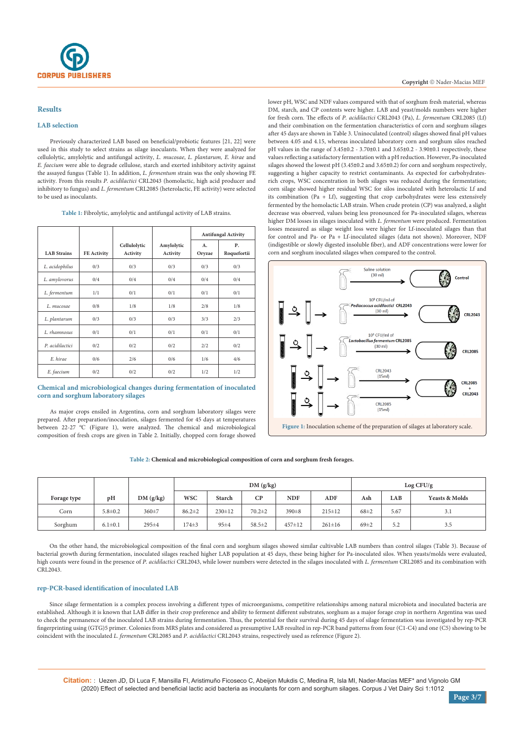## Results

### LAB selection

Previously characterized LAB based on beneficial/probiotic features [21, 22] were used in this study to select strains as silage inoculants. When they were analyzed for cellulolytic, amylolytic and antifungal activity, *L. mucosae*, *L. plantarum, E. hirae* and *E. faecium* were able to degrade cellulose, starch and exerted inhibitory activity against the assayed fungus (Table 1). In addition, *L. fermentum* strain was the only showing FE activity. From this results *P. acidilactici* CRL2043 (homolactic, high acid producer and inhibitory to fungus) and *L. fermentum* CRL2085 (heterolactic, FE activity) were selected to be used as inoculants.

**Table 1:** Fibrolytic, amylolytic and antifungal activity of LAB strains.

| LAB Strains | FE Activity | Cellulolytic Activity | Amylolytic Activity | Antifungal Activity | |
|---|---|---|---|---|---|
| | | | | A. Oryzae | P. Roquefortii |
| *L. acidophilus* | 0/3 | 0/3 | 0/3 | 0/3 | 0/3 |
| *L. amylovorus* | 0/4 | 0/4 | 0/4 | 0/4 | 0/4 |
| *L. fermentum* | 1/1 | 0/1 | 0/1 | 0/1 | 0/1 |
| *L. mucosae* | 0/8 | 1/8 | 1/8 | 2/8 | 1/8 |
| *L. plantarum* | 0/3 | 0/3 | 0/3 | 3/3 | 2/3 |
| *L. rhamnosus* | 0/1 | 0/1 | 0/1 | 0/1 | 0/1 |
| *P. acidilactici* | 0/2 | 0/2 | 0/2 | 2/2 | 0/2 |
| *E. hirae* | 0/6 | 2/6 | 0/6 | 1/6 | 4/6 |
| *E. faecium* | 0/2 | 0/2 | 0/2 | 1/2 | 1/2 |

### Chemical and microbiological changes during fermentation of inoculated corn and sorghum laboratory silages

As major crops ensiled in Argentina, corn and sorghum laboratory silages were prepared. After preparation/inoculation, silages fermented for 45 days at temperatures between 22-27 °C (Figure 1), were analyzed. The chemical and microbiological composition of fresh crops are given in Table 2. Initially, chopped corn forage showed lower pH, WSC and NDF values compared with that of sorghum fresh material, whereas DM, starch, and CP contents were higher. LAB and yeast/molds numbers were higher for fresh corn. The effects of *P. acidilactici* CRL2043 (Pa), *L. fermentum* CRL2085 (Lf) and their combination on the fermentation characteristics of corn and sorghum silages after 45 days are shown in Table 3. Uninoculated (control) silages showed final pH values between 4.05 and 4.15, whereas inoculated laboratory corn and sorghum silos reached pH values in the range of 3.45±0.2 - 3.70±0.1 and 3.65±0.2 - 3.90±0.1 respectively, these values reflecting a satisfactory fermentation with a pH reduction. However, Pa-inoculated silages showed the lowest pH (3.45±0.2 and 3.65±0.2) for corn and sorghum respectively, suggesting a higher capacity to restrict contaminants. As expected for carbohydrates-rich crops, WSC concentration in both silages was reduced during the fermentation; corn silage showed higher residual WSC for silos inoculated with heterolactic Lf and its combination (Pa + Lf), suggesting that crop carbohydrates were less extensively fermented by the homolactic LAB strain. When crude protein (CP) was analyzed, a slight decrease was observed, values being less pronounced for Pa-inoculated silages, whereas higher DM losses in silages inoculated with *L. fermentum* were produced. Fermentation losses measured as silage weight loss were higher for Lf-inoculated silages than that for control and Pa- or Pa + Lf-inoculated silages (data not shown). Moreover, NDF (indigestible or slowly digested insoluble fiber), and ADF concentrations were lower for corn and sorghum inoculated silages when compared to the control.

**Figure 1:** Inoculation scheme of the preparation of silages at laboratory scale.

**Table 2:** Chemical and microbiological composition of corn and sorghum fresh forages.

| Forage type | pH | DM (g/kg) | DM (g/kg) | | | | | | Log CFU/g | |
|---|---|---|---|---|---|---|---|---|---|---|
| | | | WSC | Starch | CP | NDF | ADF | Ash | LAB | Yeasts & Molds |
| Corn | 5.8±0.2 | 360±7 | 86.2±2 | 230±12 | 70.2±2 | 390±8 | 215±12 | 68±2 | 5.67 | 3.1 |
| Sorghum | 6.1±0.1 | 295±4 | 174±3 | 95±4 | 58.5±2 | 457±12 | 261±16 | 69±2 | 5.2 | 3.5 |

On the other hand, the microbiological composition of the final corn and sorghum silages showed similar cultivable LAB numbers than control silages (Table 3). Because of bacterial growth during fermentation, inoculated silages reached higher LAB population at 45 days, these being higher for Pa-inoculated silos. When yeasts/molds were evaluated, high counts were found in the presence of *P. acidilactici* CRL2043, while lower numbers were detected in the silages inoculated with *L. fermentum* CRL2085 and its combination with CRL2043.

### rep-PCR-based identification of inoculated LAB

Since silage fermentation is a complex process involving a different types of microorganisms, competitive relationships among natural microbiota and inoculated bacteria were established. Although it is known that LAB differ in their crop preference and ability to ferment different substrates, sorghum as a major forage crop in northern Argentina was used to check the permanence of the inoculated LAB strains during fermentation. Thus, the potential for their survival during 45 days of silage fermentation was investigated by rep-PCR fingerprinting using (GTG)5 primer. Colonies from MRS plates and considered as presumptive LAB resulted in rep-PCR band patterns from four (C1-C4) and one (C5) showing to be coincident with the inoculated *L. fermentum* CRL2085 and *P. acidilactici* CRL2043 strains, respectively used as reference (Figure 2).

**Citation:** : Uezen JD, Di Luca F, Mansilla FI, Aristimuño Ficoseco C, Abeijon Mukdis C, Medina R, Isla MI, Nader-Macías MEF* and Vignolo GM (2020) Effect of selected and beneficial lactic acid bacteria as inoculants for corn and sorghum silages. Corpus J Vet Dairy Sci 1:1012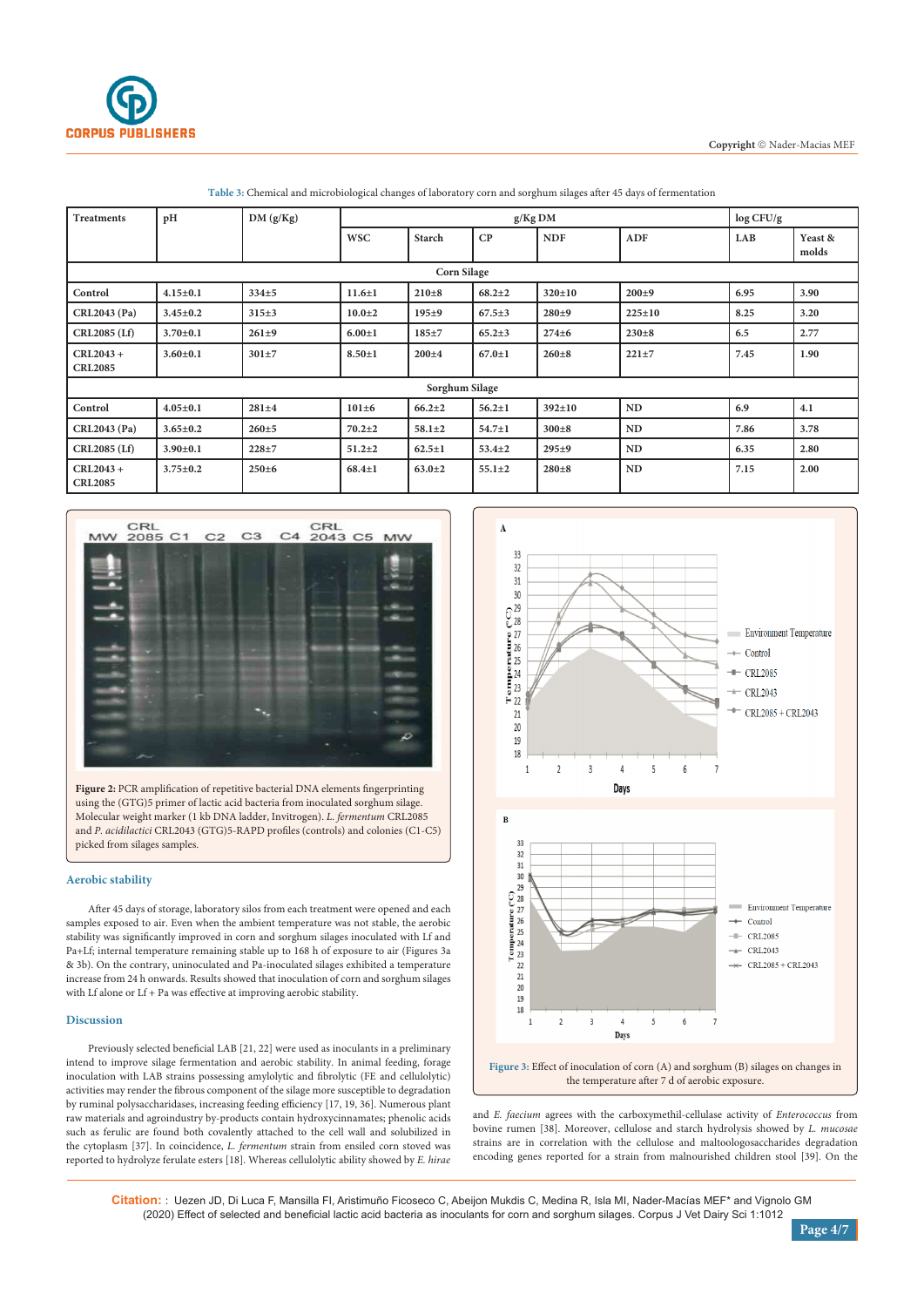**Table 3:** Chemical and microbiological changes of laboratory corn and sorghum silages after 45 days of fermentation

| Treatments | pH | DM (g/Kg) | g/Kg DM | | | | | log CFU/g | |
|---|---|---|---|---|---|---|---|---|---|
| | | | WSC | Starch | CP | NDF | ADF | LAB | Yeast & molds |
| **Corn Silage** | | | | | | | | | |
| Control | 4.15±0.1 | 334±5 | 11.6±1 | 210±8 | 68.2±2 | 320±10 | 200±9 | 6.95 | 3.90 |
| CRL2043 (Pa) | 3.45±0.2 | 315±3 | 10.0±2 | 195±9 | 67.5±3 | 280±9 | 225±10 | 8.25 | 3.20 |
| CRL2085 (Lf) | 3.70±0.1 | 261±9 | 6.00±1 | 185±7 | 65.2±3 | 274±6 | 230±8 | 6.5 | 2.77 |
| CRL2043 + CRL2085 | 3.60±0.1 | 301±7 | 8.50±1 | 200±4 | 67.0±1 | 260±8 | 221±7 | 7.45 | 1.90 |
| **Sorghum Silage** | | | | | | | | | |
| Control | 4.05±0.1 | 281±4 | 101±6 | 66.2±2 | 56.2±1 | 392±10 | ND | 6.9 | 4.1 |
| CRL2043 (Pa) | 3.65±0.2 | 260±5 | 70.2±2 | 58.1±2 | 54.7±1 | 300±8 | ND | 7.86 | 3.78 |
| CRL2085 (Lf) | 3.90±0.1 | 228±7 | 51.2±2 | 62.5±1 | 53.4±2 | 295±9 | ND | 6.35 | 2.80 |
| CRL2043 + CRL2085 | 3.75±0.2 | 250±6 | 68.4±1 | 63.0±2 | 55.1±2 | 280±8 | ND | 7.15 | 2.00 |

**Figure 2:** PCR amplification of repetitive bacterial DNA elements fingerprinting using the (GTG)5 primer of lactic acid bacteria from inoculated sorghum silage. Molecular weight marker (1 kb DNA ladder, Invitrogen). *L. fermentum* CRL2085 and *P. acidilactici* CRL2043 (GTG)5-RAPD profiles (controls) and colonies (C1-C5) picked from silages samples.

### Aerobic stability

After 45 days of storage, laboratory silos from each treatment were opened and each samples exposed to air. Even when the ambient temperature was not stable, the aerobic stability was significantly improved in corn and sorghum silages inoculated with Lf and Pa+Lf; internal temperature remaining stable up to 168 h of exposure to air (Figures 3a & 3b). On the contrary, uninoculated and Pa-inoculated silages exhibited a temperature increase from 24 h onwards. Results showed that inoculation of corn and sorghum silages with Lf alone or Lf + Pa was effective at improving aerobic stability.

### Discussion

Previously selected beneficial LAB [21, 22] were used as inoculants in a preliminary intend to improve silage fermentation and aerobic stability. In animal feeding, forage inoculation with LAB strains possessing amylolytic and fibrolytic (FE and cellulolytic) activities may render the fibrous component of the silage more susceptible to degradation by ruminal polysaccharidases, increasing feeding efficiency [17, 19, 36]. Numerous plant raw materials and agroindustry by-products contain hydroxycinnamates; phenolic acids such as ferulic are found both covalently attached to the cell wall and solubilized in the cytoplasm [37]. In coincidence, *L. fermentum* strain from ensiled corn stoved was reported to hydrolyze ferulate esters [18]. Whereas cellulolytic ability showed by *E. hirae* and *E. faecium* agrees with the carboxymethil-cellulase activity of *Enterococcus* from bovine rumen [38]. Moreover, cellulose and starch hydrolysis showed by *L. mucosae* strains are in correlation with the cellulose and maltoologosaccharides degradation encoding genes reported for a strain from malnourished children stool [39]. On the

**Figure 3:** Effect of inoculation of corn (A) and sorghum (B) silages on changes in the temperature after 7 d of aerobic exposure.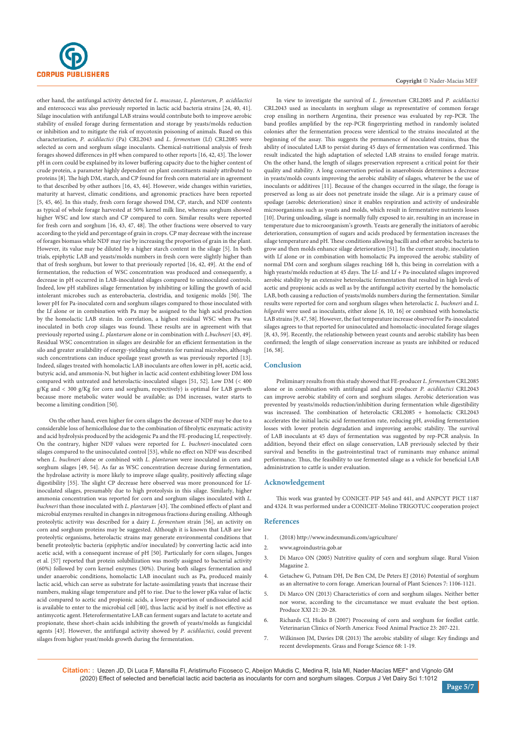other hand, the antifungal activity detected for *L. mucosae*, *L. plantarum*, *P. acidilactici* and enterococci was also previously reported in lactic acid bacteria strains [24, 40, 41]. Silage inoculation with antifungal LAB strains would contribute both to improve aerobic stability of ensiled forage during fermentation and storage by yeasts/molds reduction or inhibition and to mitigate the risk of mycotoxin poisoning of animals. Based on this characterization, *P. acidilactici* (Pa) CRL2043 and *L. fermentum* (Lf) CRL2085 were selected as corn and sorghum silage inoculants. Chemical-nutritional analysis of fresh forages showed differences in pH when compared to other reports [16, 42, 43]. The lower pH in corn could be explained by its lower buffering capacity due to the higher content of crude protein, a parameter highly dependent on plant constituents mainly attributed to proteins [8]. The high DM, starch, and CP found for fresh corn material are in agreement to that described by other authors [16, 43, 44]. However, wide changes within varieties, maturity at harvest, climatic conditions, and agronomic practices have been reported [5, 45, 46]. In this study, fresh corn forage showed DM, CP, starch, and NDF contents as typical of whole forage harvested at 50% kernel milk line, whereas sorghum showed higher WSC and low starch and CP compared to corn. Similar results were reported for fresh corn and sorghum [16, 43, 47, 48]. The other fractions were observed to vary according to the yield and percentage of grain in crops. CP may decrease with the increase of forages biomass while NDF may rise by increasing the proportion of grain in the plant. However, its value may be diluted by a higher starch content in the silage [5]. In both trials, epiphytic LAB and yeasts/molds numbers in fresh corn were slightly higher than that of fresh sorghum, but lower to that previously reported [16, 42, 49]. At the end of fermentation, the reduction of WSC concentration was produced and consequently, a decrease in pH occurred in LAB-inoculated silages compared to uninoculated controls. Indeed, low pH stabilizes silage fermentation by inhibiting or killing the growth of acid intolerant microbes such as enterobacteria, clostridia, and toxigenic molds [50]. The lower pH for Pa-inoculated corn and sorghum silages compared to those inoculated with the Lf alone or in combination with Pa may be assigned to the high acid production by the homolactic LAB strain. In correlation, a highest residual WSC when Pa was inoculated in both crop silages was found. These results are in agreement with that previously reported using *L. plantarum* alone or in combination with *L.buchneri* [43, 49]. Residual WSC concentration in silages are desirable for an efficient fermentation in the silo and greater availability of energy-yielding substrates for ruminal microbes, although such concentrations can induce spoilage yeast growth as was previously reported [13]. Indeed, silages treated with homolactic LAB inoculants are often lower in pH, acetic acid, butyric acid, and ammonia-N, but higher in lactic acid content exhibiting lower DM loss compared with untreated and heterolactic-inoculated silages [51, 52]. Low DM (< 400 g/Kg and < 300 g/Kg for corn and sorghum, respectively) is optimal for LAB growth because more metabolic water would be available; as DM increases, water starts to become a limiting condition [50].

On the other hand, even higher for corn silages the decrease of NDF may be due to a considerable loss of hemicellulose due to the combination of fibrolytic enzymatic activity and acid hydrolysis produced by the acidogenic Pa and the FE-producing Lf, respectively. On the contrary, higher NDF values were reported for *L. buchneri*-inoculated corn silages compared to the uninoculated control [53], while no effect on NDF was described when *L. buchneri* alone or combined with *L. plantarum* were inoculated in corn and sorghum silages [49, 54]. As far as WSC concentration decrease during fermentation, the hydrolase activity is more likely to improve silage quality, positively affecting silage digestibility [55]. The slight CP decrease here observed was more pronounced for Lf-inoculated silages, presumably due to high proteolysis in this silage. Similarly, higher ammonia concentration was reported for corn and sorghum silages inoculated with *L. buchneri* than those inoculated with *L. plantarum* [43]. The combined effects of plant and microbial enzymes resulted in changes in nitrogenous fractions during ensiling. Although proteolytic activity was described for a dairy *L. fermentum* strain [56], an activity on corn and sorghum proteins may be suggested. Although it is known that LAB are low proteolytic organisms, heterolactic strains may generate environmental conditions that benefit proteolytic bacteria (epiphytic and/or inoculated) by converting lactic acid into acetic acid, with a consequent increase of pH [50]. Particularly for corn silages, Junges et al. [57] reported that protein solubilization was mostly assigned to bacterial activity (60%) followed by corn kernel enzymes (30%). During both silages fermentation and under anaerobic conditions, homolactic LAB inoculant such as Pa, produced mainly lactic acid, which can serve as substrate for lactate-assimilating yeasts that increase their numbers, making silage temperature and pH to rise. Due to the lower pKa value of lactic acid compared to acetic and propionic acids, a lower proportion of undissociated acid is available to enter to the microbial cell [40], thus lactic acid by itself is not effective as antimycotic agent. Heterofermentative LAB can ferment sugars and lactate to acetate and propionate, these short-chain acids inhibiting the growth of yeasts/molds as fungicidal agents [43]. However, the antifungal activity showed by *P. acidilactici*, could prevent silages from higher yeast/molds growth during the fermentation.

In view to investigate the survival of *L. fermentum* CRL2085 and *P. acidilactici* CRL2043 used as inoculants in sorghum silage as representative of common forage crop ensiling in northern Argentina, their presence was evaluated by rep-PCR. The band profiles amplified by the rep-PCR fingerprinting method in randomly isolated colonies after the fermentation process were identical to the strains inoculated at the beginning of the assay. This suggests the permanence of inoculated strains, thus the ability of inoculated LAB to persist during 45 days of fermentation was confirmed. This result indicated the high adaptation of selected LAB strains to ensiled forage matrix. On the other hand, the length of silages preservation represent a critical point for their quality and stability. A long conservation period in anaerobiosis determines a decrease in yeasts/molds counts improving the aerobic stability of silages, whatever be the use of inoculants or additives [11]. Because of the changes occurred in the silage, the forage is preserved as long as air does not penetrate inside the silage. Air is a primary cause of spoilage (aerobic deterioration) since it enables respiration and activity of undesirable microorganisms such as yeasts and molds, which result in fermentative nutrients losses [10]. During unloading, silage is normally fully exposed to air, resulting in an increase in temperature due to microorganism's growth. Yeasts are generally the initiators of aerobic deterioration, consumption of sugars and acids produced by fermentation increases the silage temperature and pH. These conditions allowing bacilli and other aerobic bacteria to grow and then molds enhance silage deterioration [51]. In the current study, inoculation with Lf alone or in combination with homolactic Pa improved the aerobic stability of normal DM corn and sorghum silages reaching 168 h, this being in correlation with a high yeasts/molds reduction at 45 days. The Lf- and Lf + Pa-inoculated silages improved aerobic stability by an extensive heterolactic fermentation that resulted in high levels of acetic and propionic acids as well as by the antifungal activity exerted by the homolactic LAB, both causing a reduction of yeasts/molds numbers during the fermentation. Similar results were reported for corn and sorghum silages when heterolactic *L. buchneri* and *L. hilgardii* were used as inoculants, either alone [6, 10, 16] or combined with homolactic LAB strains [9, 47, 58]. However, the fast temperature increase observed for Pa-inoculated silages agrees to that reported for uninoculated and homolactic-inoculated forage silages [8, 43, 59]. Recently, the relationship between yeast counts and aerobic stability has been confirmed; the length of silage conservation increase as yeasts are inhibited or reduced [16, 58].

## Conclusion

Preliminary results from this study showed that FE-producer *L. fermentum* CRL2085 alone or in combination with antifungal and acid producer *P. acidilactici* CRL2043 can improve aerobic stability of corn and sorghum silages. Aerobic deterioration was prevented by yeasts/molds reduction/inhibition during fermentation while digestibility was increased. The combination of heterolactic CRL2085 + homolactic CRL2043 accelerates the initial lactic acid fermentation rate, reducing pH, avoiding fermentation losses with lower protein degradation and improving aerobic stability. The survival of LAB inoculants at 45 days of fermentation was suggested by rep-PCR analysis. In addition, beyond their effect on silage conservation, LAB previously selected by their survival and benefits in the gastrointestinal tract of ruminants may enhance animal performance. Thus, the feasibility to use fermented silage as a vehicle for beneficial LAB administration to cattle is under evaluation.

## Acknowledgement

This work was granted by CONICET-PIP 545 and 441, and ANPCYT PICT 1187 and 4324. It was performed under a CONICET-Molino TRIGOTUC cooperation project

## References

1. (2018) http://www.indexmundi.com/agriculture/
2. www.agroindustria.gob.ar
3. Di Marco ON (2005) Nutritive quality of corn and sorghum silage. Rural Vision Magazine 2.
4. Getachew G, Putnam DH, De Ben CM, De Peters EJ (2016) Potential of sorghum as an alternative to corn forage. American Journal of Plant Sciences 7: 1106-1121.
5. Di Marco ON (2013) Characteristics of corn and sorghum silages. Neither better nor worse, according to the circumstance we must evaluate the best option. Produce XXI 21: 20-28.
6. Richards CJ, Hicks B (2007) Processing of corn and sorghum for feedlot cattle. Veterinarian Clinics of North America: Food Animal Practice 23: 207-221.
7. Wilkinson JM, Davies DR (2013) The aerobic stability of silage: Key findings and recent developments. Grass and Forage Science 68: 1-19.

**Citation:** : Uezen JD, Di Luca F, Mansilla FI, Aristimuño Ficoseco C, Abeijon Mukdis C, Medina R, Isla MI, Nader-Macías MEF* and Vignolo GM (2020) Effect of selected and beneficial lactic acid bacteria as inoculants for corn and sorghum silages. Corpus J Vet Dairy Sci 1:1012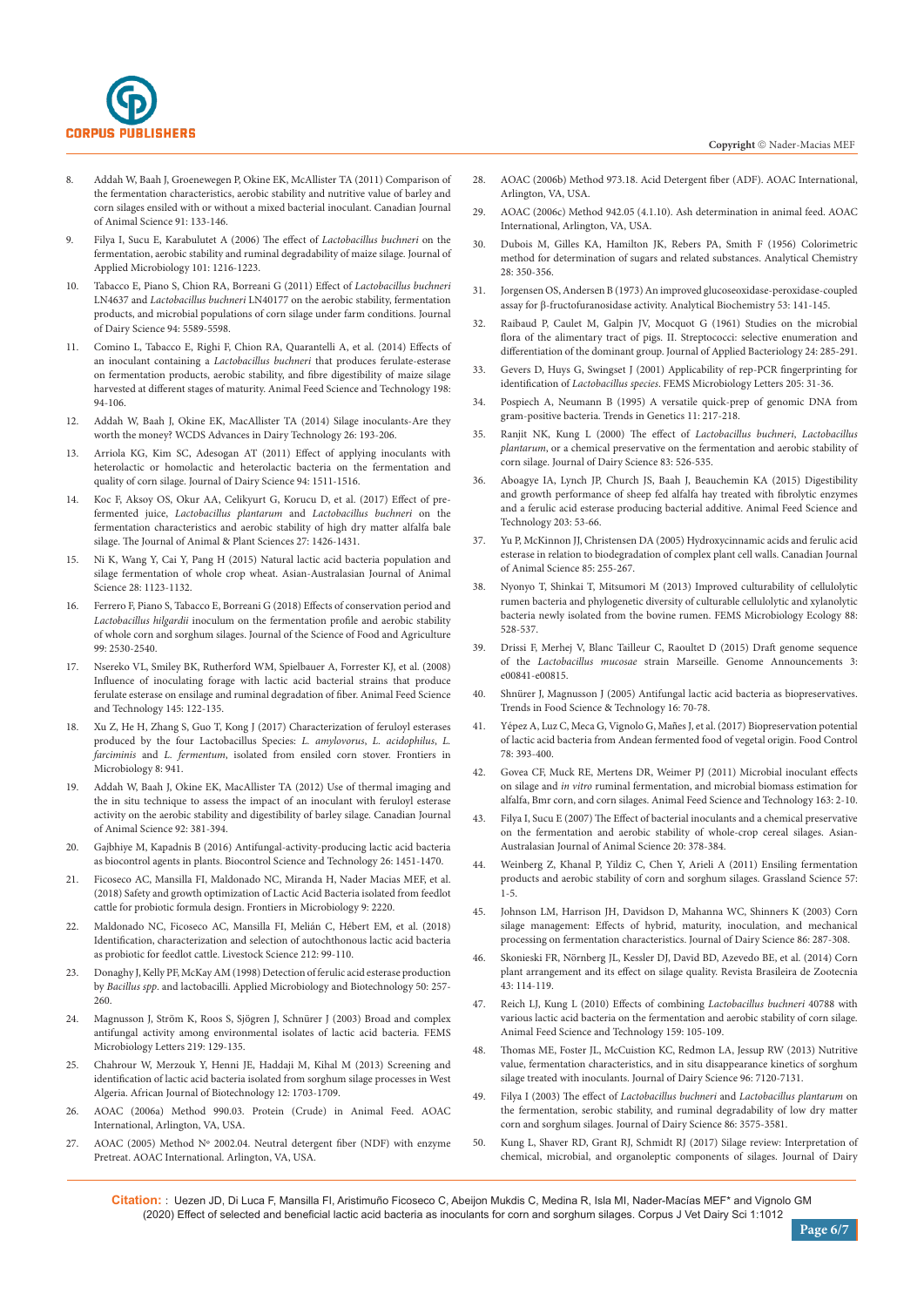8. Addah W, Baah J, Groenewegen P, Okine EK, McAllister TA (2011) Comparison of the fermentation characteristics, aerobic stability and nutritive value of barley and corn silages ensiled with or without a mixed bacterial inoculant. Canadian Journal of Animal Science 91: 133-146.
9. Filya I, Sucu E, Karabulutet A (2006) The effect of *Lactobacillus buchneri* on the fermentation, aerobic stability and ruminal degradability of maize silage. Journal of Applied Microbiology 101: 1216-1223.
10. Tabacco E, Piano S, Chion RA, Borreani G (2011) Effect of *Lactobacillus buchneri* LN4637 and *Lactobacillus buchneri* LN40177 on the aerobic stability, fermentation products, and microbial populations of corn silage under farm conditions. Journal of Dairy Science 94: 5589-5598.
11. Comino L, Tabacco E, Righi F, Chion RA, Quarantelli A, et al. (2014) Effects of an inoculant containing a *Lactobacillus buchneri* that produces ferulate-esterase on fermentation products, aerobic stability, and fibre digestibility of maize silage harvested at different stages of maturity. Animal Feed Science and Technology 198: 94-106.
12. Addah W, Baah J, Okine EK, MacAllister TA (2014) Silage inoculants-Are they worth the money? WCDS Advances in Dairy Technology 26: 193-206.
13. Arriola KG, Kim SC, Adesogan AT (2011) Effect of applying inoculants with heterolactic or homolactic and heterolactic bacteria on the fermentation and quality of corn silage. Journal of Dairy Science 94: 1511-1516.
14. Koc F, Aksoy OS, Okur AA, Celikyurt G, Korucu D, et al. (2017) Effect of pre-fermented juice, *Lactobacillus plantarum* and *Lactobacillus buchneri* on the fermentation characteristics and aerobic stability of high dry matter alfalfa bale silage. The Journal of Animal & Plant Sciences 27: 1426-1431.
15. Ni K, Wang Y, Cai Y, Pang H (2015) Natural lactic acid bacteria population and silage fermentation of whole crop wheat. Asian-Australasian Journal of Animal Science 28: 1123-1132.
16. Ferrero F, Piano S, Tabacco E, Borreani G (2018) Effects of conservation period and *Lactobacillus hilgardii* inoculum on the fermentation profile and aerobic stability of whole corn and sorghum silages. Journal of the Science of Food and Agriculture 99: 2530-2540.
17. Nsereko VL, Smiley BK, Rutherford WM, Spielbauer A, Forrester KJ, et al. (2008) Influence of inoculating forage with lactic acid bacterial strains that produce ferulate esterase on ensilage and ruminal degradation of fiber. Animal Feed Science and Technology 145: 122-135.
18. Xu Z, He H, Zhang S, Guo T, Kong J (2017) Characterization of feruloyl esterases produced by the four Lactobacillus Species: *L. amylovorus*, *L. acidophilus*, *L. farciminis* and *L. fermentum*, isolated from ensiled corn stover. Frontiers in Microbiology 8: 941.
19. Addah W, Baah J, Okine EK, MacAllister TA (2012) Use of thermal imaging and the in situ technique to assess the impact of an inoculant with feruloyl esterase activity on the aerobic stability and digestibility of barley silage. Canadian Journal of Animal Science 92: 381-394.
20. Gajbhiye M, Kapadnis B (2016) Antifungal-activity-producing lactic acid bacteria as biocontrol agents in plants. Biocontrol Science and Technology 26: 1451-1470.
21. Ficoseco AC, Mansilla FI, Maldonado NC, Miranda H, Nader Macias MEF, et al. (2018) Safety and growth optimization of Lactic Acid Bacteria isolated from feedlot cattle for probiotic formula design. Frontiers in Microbiology 9: 2220.
22. Maldonado NC, Ficoseco AC, Mansilla FI, Melián C, Hébert EM, et al. (2018) Identification, characterization and selection of autochthonous lactic acid bacteria as probiotic for feedlot cattle. Livestock Science 212: 99-110.
23. Donaghy J, Kelly PF, McKay AM (1998) Detection of ferulic acid esterase production by *Bacillus spp*. and lactobacilli. Applied Microbiology and Biotechnology 50: 257-260.
24. Magnusson J, Ström K, Roos S, Sjögren J, Schnürer J (2003) Broad and complex antifungal activity among environmental isolates of lactic acid bacteria. FEMS Microbiology Letters 219: 129-135.
25. Chahrour W, Merzouk Y, Henni JE, Haddaji M, Kihal M (2013) Screening and identification of lactic acid bacteria isolated from sorghum silage processes in West Algeria. African Journal of Biotechnology 12: 1703-1709.
26. AOAC (2006a) Method 990.03. Protein (Crude) in Animal Feed. AOAC International, Arlington, VA, USA.
27. AOAC (2005) Method N° 2002.04. Neutral detergent fiber (NDF) with enzyme Pretreat. AOAC International. Arlington, VA, USA.
28. AOAC (2006b) Method 973.18. Acid Detergent fiber (ADF). AOAC International, Arlington, VA, USA.
29. AOAC (2006c) Method 942.05 (4.1.10). Ash determination in animal feed. AOAC International, Arlington, VA, USA.
30. Dubois M, Gilles KA, Hamilton JK, Rebers PA, Smith F (1956) Colorimetric method for determination of sugars and related substances. Analytical Chemistry 28: 350-356.
31. Jorgensen OS, Andersen B (1973) An improved glucoseoxidase-peroxidase-coupled assay for β-fructofuranosidase activity. Analytical Biochemistry 53: 141-145.
32. Raibaud P, Caulet M, Galpin JV, Mocquot G (1961) Studies on the microbial flora of the alimentary tract of pigs. II. Streptococci: selective enumeration and differentiation of the dominant group. Journal of Applied Bacteriology 24: 285-291.
33. Gevers D, Huys G, Swingset J (2001) Applicability of rep-PCR fingerprinting for identification of *Lactobacillus species*. FEMS Microbiology Letters 205: 31-36.
34. Pospiech A, Neumann B (1995) A versatile quick-prep of genomic DNA from gram-positive bacteria. Trends in Genetics 11: 217-218.
35. Ranjit NK, Kung L (2000) The effect of *Lactobacillus buchneri*, *Lactobacillus plantarum*, or a chemical preservative on the fermentation and aerobic stability of corn silage. Journal of Dairy Science 83: 526-535.
36. Aboagye IA, Lynch JP, Church JS, Baah J, Beauchemin KA (2015) Digestibility and growth performance of sheep fed alfalfa hay treated with fibrolytic enzymes and a ferulic acid esterase producing bacterial additive. Animal Feed Science and Technology 203: 53-66.
37. Yu P, McKinnon JJ, Christensen DA (2005) Hydroxycinnamic acids and ferulic acid esterase in relation to biodegradation of complex plant cell walls. Canadian Journal of Animal Science 85: 255-267.
38. Nyonyo T, Shinkai T, Mitsumori M (2013) Improved culturability of cellulolytic rumen bacteria and phylogenetic diversity of culturable cellulolytic and xylanolytic bacteria newly isolated from the bovine rumen. FEMS Microbiology Ecology 88: 528-537.
39. Drissi F, Merhej V, Blanc Tailleur C, Raoultet D (2015) Draft genome sequence of the *Lactobacillus mucosae* strain Marseille. Genome Announcements 3: e00841-e00815.
40. Shnürer J, Magnusson J (2005) Antifungal lactic acid bacteria as biopreservatives. Trends in Food Science & Technology 16: 70-78.
41. Yépez A, Luz C, Meca G, Vignolo G, Mañes J, et al. (2017) Biopreservation potential of lactic acid bacteria from Andean fermented food of vegetal origin. Food Control 78: 393-400.
42. Govea CF, Muck RE, Mertens DR, Weimer PJ (2011) Microbial inoculant effects on silage and *in vitro* ruminal fermentation, and microbial biomass estimation for alfalfa, Bmr corn, and corn silages. Animal Feed Science and Technology 163: 2-10.
43. Filya I, Sucu E (2007) The Effect of bacterial inoculants and a chemical preservative on the fermentation and aerobic stability of whole-crop cereal silages. Asian-Australasian Journal of Animal Science 20: 378-384.
44. Weinberg Z, Khanal P, Yildiz C, Chen Y, Arieli A (2011) Ensiling fermentation products and aerobic stability of corn and sorghum silages. Grassland Science 57: 1-5.
45. Johnson LM, Harrison JH, Davidson D, Mahanna WC, Shinners K (2003) Corn silage management: Effects of hybrid, maturity, inoculation, and mechanical processing on fermentation characteristics. Journal of Dairy Science 86: 287-308.
46. Skonieski FR, Nörnberg JL, Kessler DJ, David BD, Azevedo BE, et al. (2014) Corn plant arrangement and its effect on silage quality. Revista Brasileira de Zootecnia 43: 114-119.
47. Reich LJ, Kung L (2010) Effects of combining *Lactobacillus buchneri* 40788 with various lactic acid bacteria on the fermentation and aerobic stability of corn silage. Animal Feed Science and Technology 159: 105-109.
48. Thomas ME, Foster JL, McCuistion KC, Redmon LA, Jessup RW (2013) Nutritive value, fermentation characteristics, and in situ disappearance kinetics of sorghum silage treated with inoculants. Journal of Dairy Science 96: 7120-7131.
49. Filya I (2003) The effect of *Lactobacillus buchneri* and *Lactobacillus plantarum* on the fermentation, serobic stability, and ruminal degradability of low dry matter corn and sorghum silages. Journal of Dairy Science 86: 3575-3581.
50. Kung L, Shaver RD, Grant RJ, Schmidt RJ (2017) Silage review: Interpretation of chemical, microbial, and organoleptic components of silages. Journal of Dairy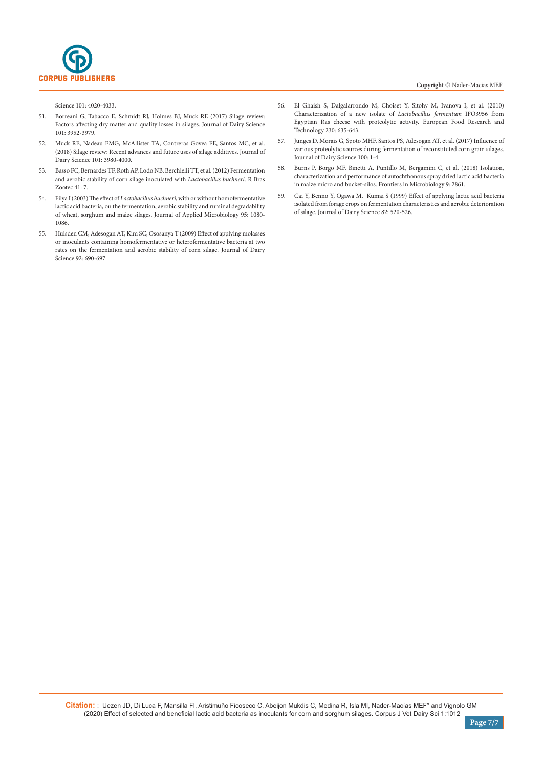Science 101: 4020-4033.

51. Borreani G, Tabacco E, Schmidt RJ, Holmes BJ, Muck RE (2017) Silage review: Factors affecting dry matter and quality losses in silages. Journal of Dairy Science 101: 3952-3979.

52. Muck RE, Nadeau EMG, McAllister TA, Contreras Govea FE, Santos MC, et al. (2018) Silage review: Recent advances and future uses of silage additives. Journal of Dairy Science 101: 3980-4000.

53. Basso FC, Bernardes TF, Roth AP, Lodo NB, Berchielli TT, et al. (2012) Fermentation and aerobic stability of corn silage inoculated with *Lactobacillus buchneri*. R Bras Zootec 41: 7.

54. Filya I (2003) The effect of *Lactobacillus buchneri*, with or without homofermentative lactic acid bacteria, on the fermentation, aerobic stability and ruminal degradability of wheat, sorghum and maize silages. Journal of Applied Microbiology 95: 1080-1086.

55. Huisden CM, Adesogan AT, Kim SC, Ososanya T (2009) Effect of applying molasses or inoculants containing homofermentative or heterofermentative bacteria at two rates on the fermentation and aerobic stability of corn silage. Journal of Dairy Science 92: 690-697.

56. El Ghaish S, Dalgalarrondo M, Choiset Y, Sitohy M, Ivanova I, et al. (2010) Characterization of a new isolate of *Lactobacillus fermentum* IFO3956 from Egyptian Ras cheese with proteolytic activity. European Food Research and Technology 230: 635-643.

57. Junges D, Morais G, Spoto MHF, Santos PS, Adesogan AT, et al. (2017) Influence of various proteolytic sources during fermentation of reconstituted corn grain silages. Journal of Dairy Science 100: 1-4.

58. Burns P, Borgo MF, Binetti A, Puntillo M, Bergamini C, et al. (2018) Isolation, characterization and performance of autochthonous spray dried lactic acid bacteria in maize micro and bucket-silos. Frontiers in Microbiology 9: 2861.

59. Cai Y, Benno Y, Ogawa M, Kumai S (1999) Effect of applying lactic acid bacteria isolated from forage crops on fermentation characteristics and aerobic deterioration of silage. Journal of Dairy Science 82: 520-526.